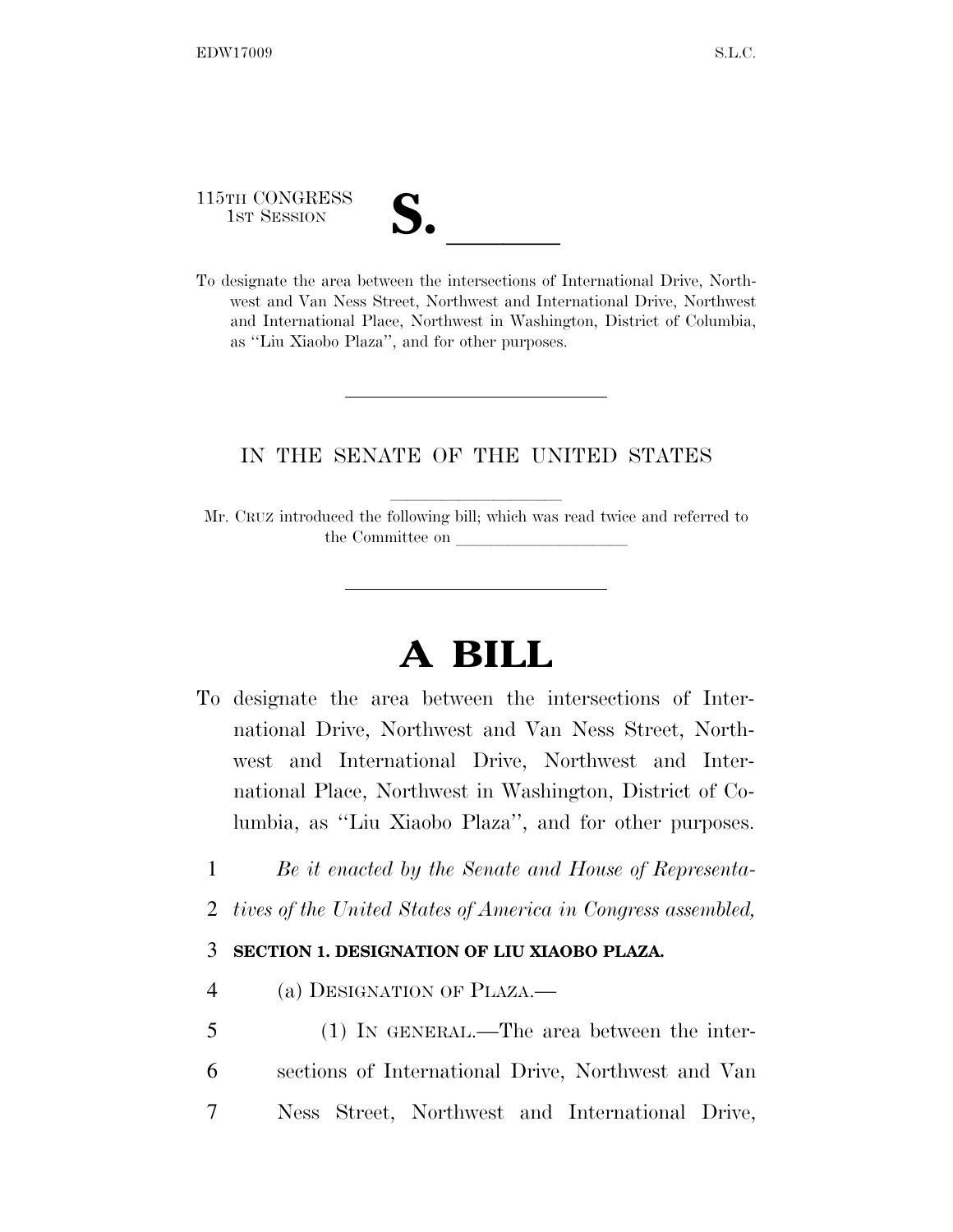115TH CONGRESS
1ST SESSION

# S. ______

To designate the area between the intersections of International Drive, Northwest and Van Ness Street, Northwest and International Drive, Northwest and International Place, Northwest in Washington, District of Columbia, as ''Liu Xiaobo Plaza'', and for other purposes.

---

IN THE SENATE OF THE UNITED STATES

Mr. CRUZ introduced the following bill; which was read twice and referred to the Committee on ____________________

---

# A BILL

To designate the area between the intersections of International Drive, Northwest and Van Ness Street, Northwest and International Drive, Northwest and International Place, Northwest in Washington, District of Columbia, as ''Liu Xiaobo Plaza'', and for other purposes.

1 *Be it enacted by the Senate and House of Representa-*
2 *tives of the United States of America in Congress assembled,*

3 **SECTION 1. DESIGNATION OF LIU XIAOBO PLAZA.**

4 (a) DESIGNATION OF PLAZA.—

5 (1) IN GENERAL.—The area between the inter-
6 sections of International Drive, Northwest and Van
7 Ness Street, Northwest and International Drive,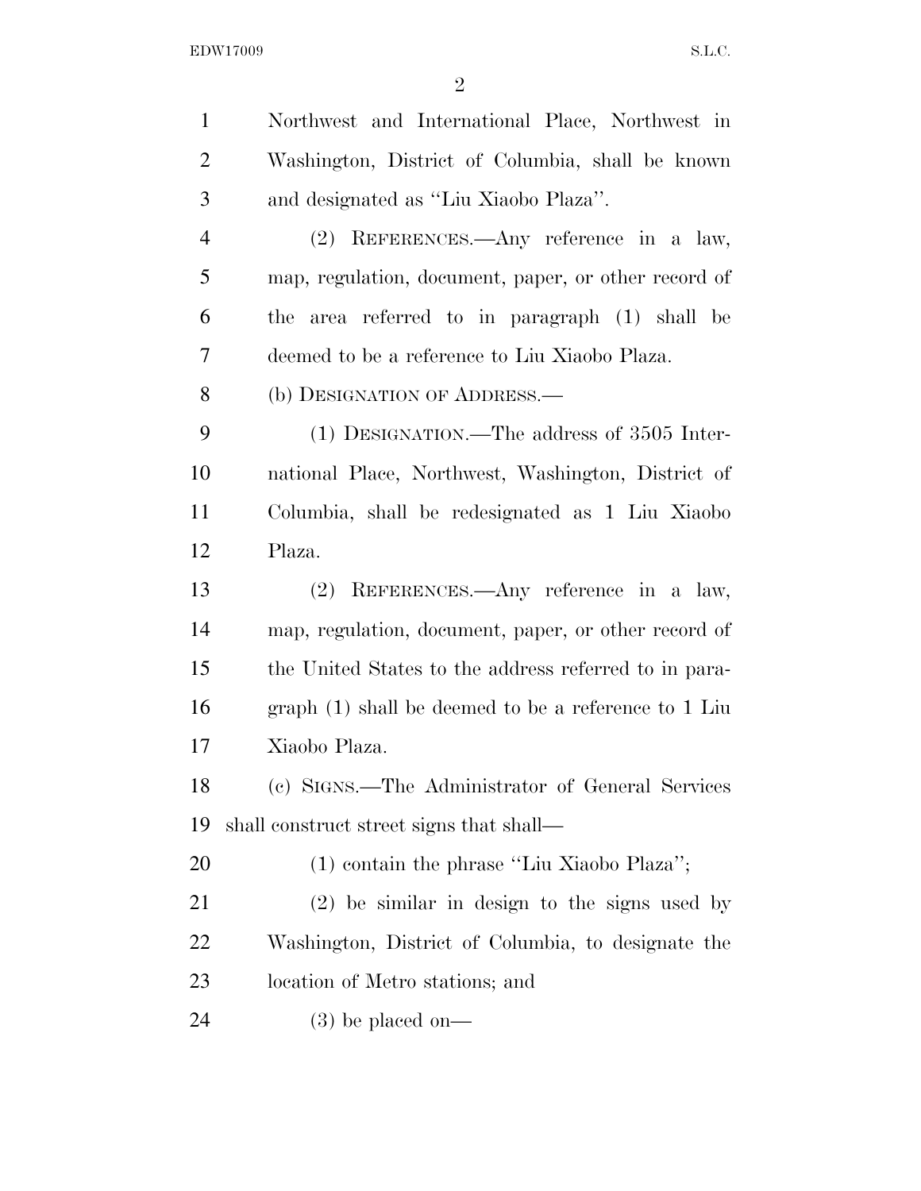Northwest and International Place, Northwest in Washington, District of Columbia, shall be known and designated as ''Liu Xiaobo Plaza''.

(2) REFERENCES.—Any reference in a law, map, regulation, document, paper, or other record of the area referred to in paragraph (1) shall be deemed to be a reference to Liu Xiaobo Plaza.

(b) DESIGNATION OF ADDRESS.—

(1) DESIGNATION.—The address of 3505 International Place, Northwest, Washington, District of Columbia, shall be redesignated as 1 Liu Xiaobo Plaza.

(2) REFERENCES.—Any reference in a law, map, regulation, document, paper, or other record of the United States to the address referred to in paragraph (1) shall be deemed to be a reference to 1 Liu Xiaobo Plaza.

(c) SIGNS.—The Administrator of General Services shall construct street signs that shall—

(1) contain the phrase ''Liu Xiaobo Plaza'';

(2) be similar in design to the signs used by Washington, District of Columbia, to designate the location of Metro stations; and

(3) be placed on—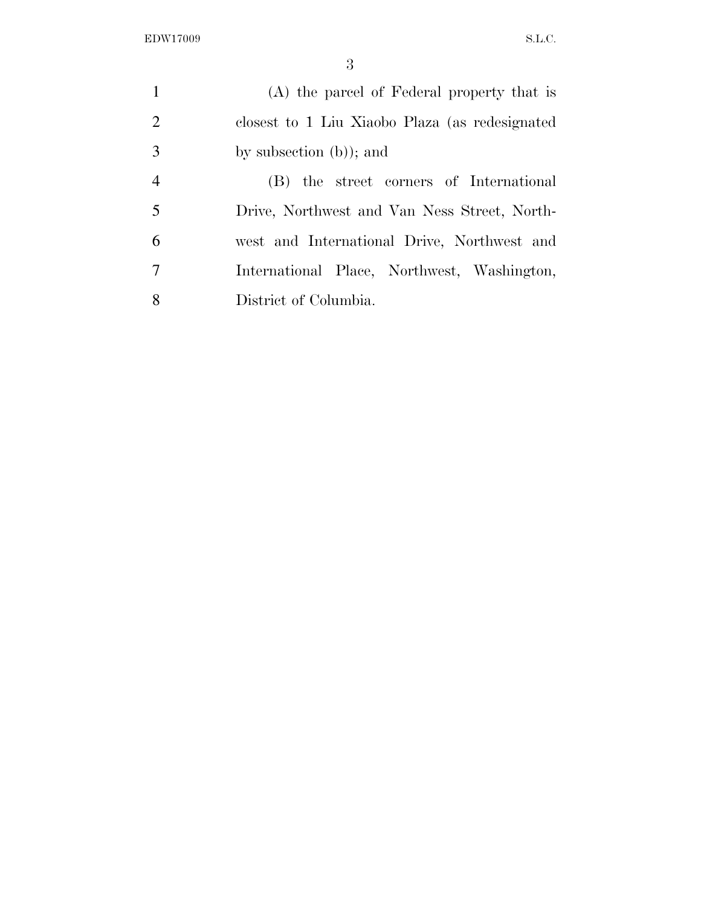(A) the parcel of Federal property that is closest to 1 Liu Xiaobo Plaza (as redesignated by subsection (b)); and

(B) the street corners of International Drive, Northwest and Van Ness Street, Northwest and International Drive, Northwest and International Place, Northwest, Washington, District of Columbia.